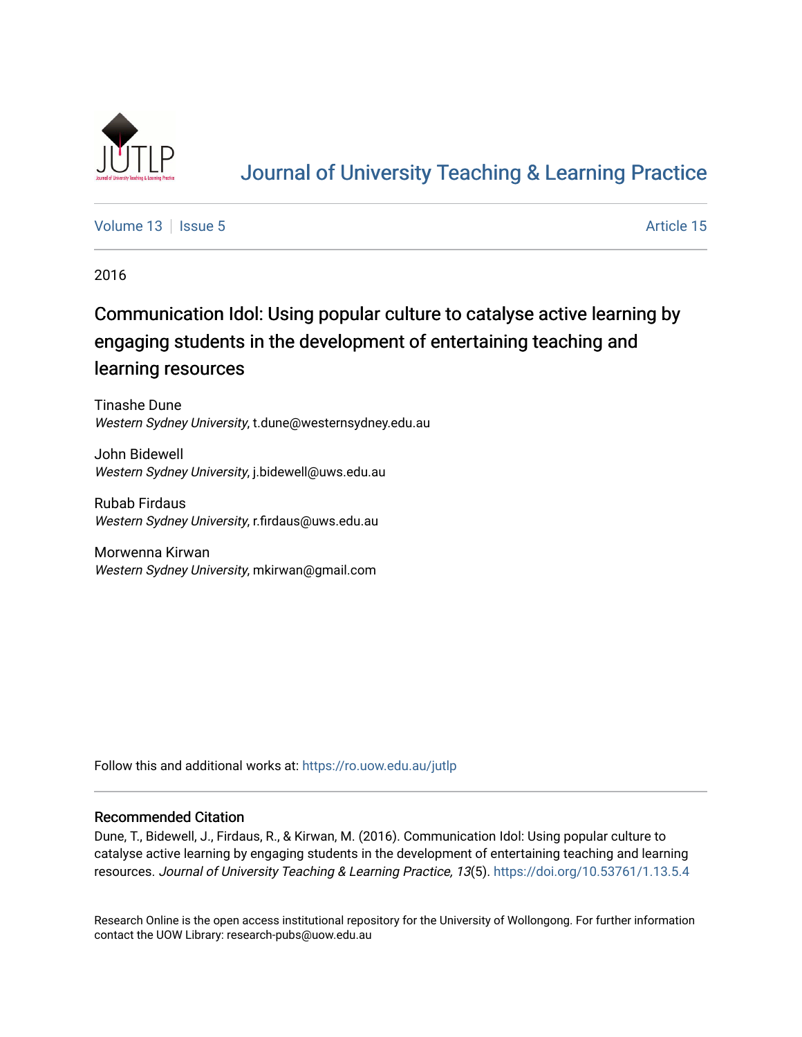# Journal of University Teaching & Learning Practice

Volume 13 | Issue 5 Article 15

2016

## Communication Idol: Using popular culture to catalyse active learning by engaging students in the development of entertaining teaching and learning resources

Tinashe Dune
*Western Sydney University*, t.dune@westernsydney.edu.au

John Bidewell
*Western Sydney University*, j.bidewell@uws.edu.au

Rubab Firdaus
*Western Sydney University*, r.firdaus@uws.edu.au

Morwenna Kirwan
*Western Sydney University*, mkirwan@gmail.com

Follow this and additional works at: https://ro.uow.edu.au/jutlp

### Recommended Citation

Dune, T., Bidewell, J., Firdaus, R., & Kirwan, M. (2016). Communication Idol: Using popular culture to catalyse active learning by engaging students in the development of entertaining teaching and learning resources. *Journal of University Teaching & Learning Practice, 13*(5). https://doi.org/10.53761/1.13.5.4

Research Online is the open access institutional repository for the University of Wollongong. For further information contact the UOW Library: research-pubs@uow.edu.au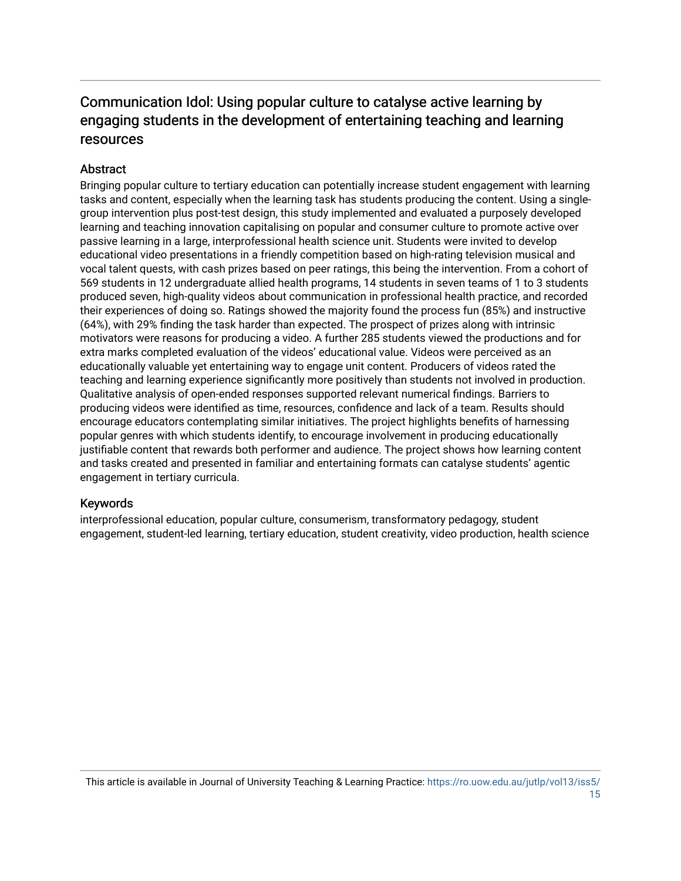# Communication Idol: Using popular culture to catalyse active learning by engaging students in the development of entertaining teaching and learning resources

## Abstract

Bringing popular culture to tertiary education can potentially increase student engagement with learning tasks and content, especially when the learning task has students producing the content. Using a single-group intervention plus post-test design, this study implemented and evaluated a purposely developed learning and teaching innovation capitalising on popular and consumer culture to promote active over passive learning in a large, interprofessional health science unit. Students were invited to develop educational video presentations in a friendly competition based on high-rating television musical and vocal talent quests, with cash prizes based on peer ratings, this being the intervention. From a cohort of 569 students in 12 undergraduate allied health programs, 14 students in seven teams of 1 to 3 students produced seven, high-quality videos about communication in professional health practice, and recorded their experiences of doing so. Ratings showed the majority found the process fun (85%) and instructive (64%), with 29% finding the task harder than expected. The prospect of prizes along with intrinsic motivators were reasons for producing a video. A further 285 students viewed the productions and for extra marks completed evaluation of the videos' educational value. Videos were perceived as an educationally valuable yet entertaining way to engage unit content. Producers of videos rated the teaching and learning experience significantly more positively than students not involved in production. Qualitative analysis of open-ended responses supported relevant numerical findings. Barriers to producing videos were identified as time, resources, confidence and lack of a team. Results should encourage educators contemplating similar initiatives. The project highlights benefits of harnessing popular genres with which students identify, to encourage involvement in producing educationally justifiable content that rewards both performer and audience. The project shows how learning content and tasks created and presented in familiar and entertaining formats can catalyse students' agentic engagement in tertiary curricula.

## Keywords

interprofessional education, popular culture, consumerism, transformatory pedagogy, student engagement, student-led learning, tertiary education, student creativity, video production, health science

This article is available in Journal of University Teaching & Learning Practice: https://ro.uow.edu.au/jutlp/vol13/iss5/15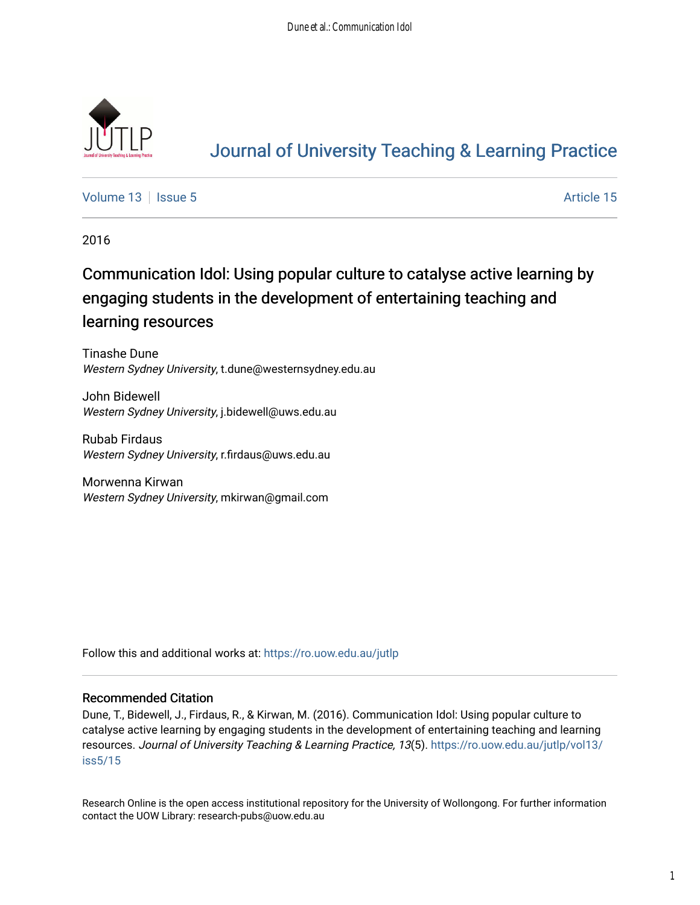# Journal of University Teaching & Learning Practice

Volume 13 | Issue 5 | Article 15

2016

## Communication Idol: Using popular culture to catalyse active learning by engaging students in the development of entertaining teaching and learning resources

Tinashe Dune
*Western Sydney University*, t.dune@westernsydney.edu.au

John Bidewell
*Western Sydney University*, j.bidewell@uws.edu.au

Rubab Firdaus
*Western Sydney University*, r.firdaus@uws.edu.au

Morwenna Kirwan
*Western Sydney University*, mkirwan@gmail.com

Follow this and additional works at: https://ro.uow.edu.au/jutlp

### Recommended Citation

Dune, T., Bidewell, J., Firdaus, R., & Kirwan, M. (2016). Communication Idol: Using popular culture to catalyse active learning by engaging students in the development of entertaining teaching and learning resources. *Journal of University Teaching & Learning Practice, 13*(5). https://ro.uow.edu.au/jutlp/vol13/iss5/15

Research Online is the open access institutional repository for the University of Wollongong. For further information contact the UOW Library: research-pubs@uow.edu.au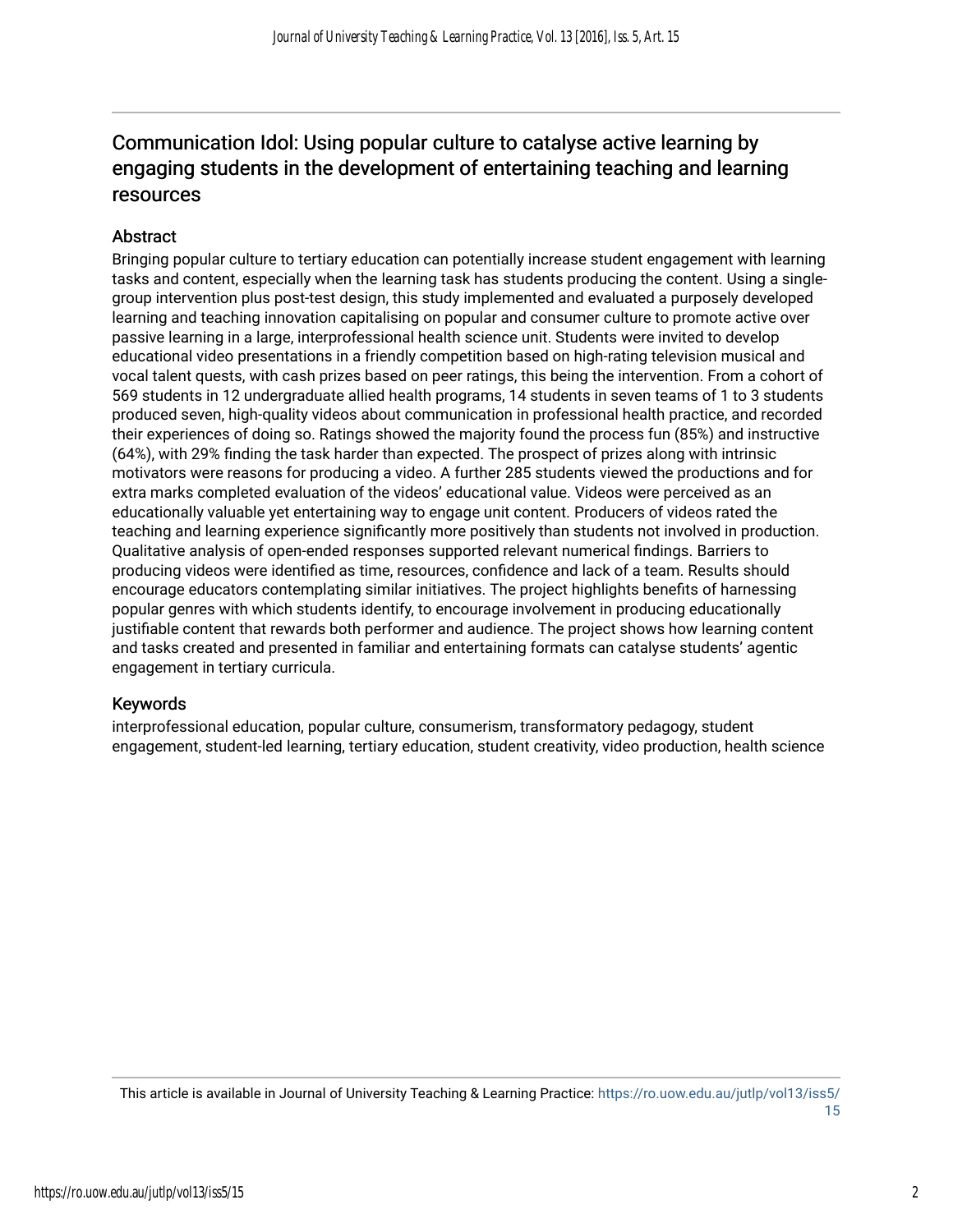# Communication Idol: Using popular culture to catalyse active learning by engaging students in the development of entertaining teaching and learning resources

## Abstract

Bringing popular culture to tertiary education can potentially increase student engagement with learning tasks and content, especially when the learning task has students producing the content. Using a single-group intervention plus post-test design, this study implemented and evaluated a purposely developed learning and teaching innovation capitalising on popular and consumer culture to promote active over passive learning in a large, interprofessional health science unit. Students were invited to develop educational video presentations in a friendly competition based on high-rating television musical and vocal talent quests, with cash prizes based on peer ratings, this being the intervention. From a cohort of 569 students in 12 undergraduate allied health programs, 14 students in seven teams of 1 to 3 students produced seven, high-quality videos about communication in professional health practice, and recorded their experiences of doing so. Ratings showed the majority found the process fun (85%) and instructive (64%), with 29% finding the task harder than expected. The prospect of prizes along with intrinsic motivators were reasons for producing a video. A further 285 students viewed the productions and for extra marks completed evaluation of the videos' educational value. Videos were perceived as an educationally valuable yet entertaining way to engage unit content. Producers of videos rated the teaching and learning experience significantly more positively than students not involved in production. Qualitative analysis of open-ended responses supported relevant numerical findings. Barriers to producing videos were identified as time, resources, confidence and lack of a team. Results should encourage educators contemplating similar initiatives. The project highlights benefits of harnessing popular genres with which students identify, to encourage involvement in producing educationally justifiable content that rewards both performer and audience. The project shows how learning content and tasks created and presented in familiar and entertaining formats can catalyse students' agentic engagement in tertiary curricula.

## Keywords

interprofessional education, popular culture, consumerism, transformatory pedagogy, student engagement, student-led learning, tertiary education, student creativity, video production, health science

This article is available in Journal of University Teaching & Learning Practice: https://ro.uow.edu.au/jutlp/vol13/iss5/15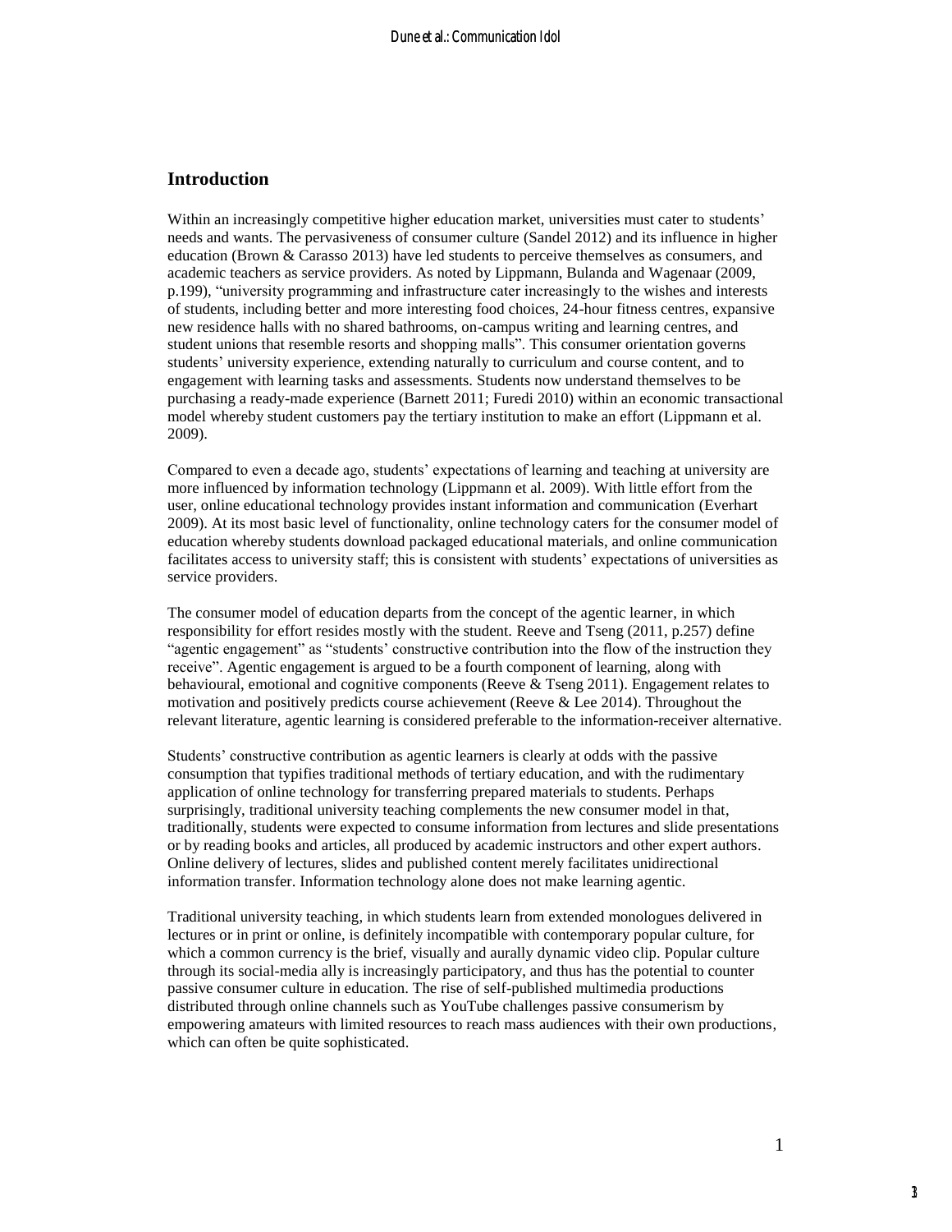## Introduction

Within an increasingly competitive higher education market, universities must cater to students' needs and wants. The pervasiveness of consumer culture (Sandel 2012) and its influence in higher education (Brown & Carasso 2013) have led students to perceive themselves as consumers, and academic teachers as service providers. As noted by Lippmann, Bulanda and Wagenaar (2009, p.199), "university programming and infrastructure cater increasingly to the wishes and interests of students, including better and more interesting food choices, 24-hour fitness centres, expansive new residence halls with no shared bathrooms, on-campus writing and learning centres, and student unions that resemble resorts and shopping malls". This consumer orientation governs students' university experience, extending naturally to curriculum and course content, and to engagement with learning tasks and assessments. Students now understand themselves to be purchasing a ready-made experience (Barnett 2011; Furedi 2010) within an economic transactional model whereby student customers pay the tertiary institution to make an effort (Lippmann et al. 2009).

Compared to even a decade ago, students' expectations of learning and teaching at university are more influenced by information technology (Lippmann et al. 2009). With little effort from the user, online educational technology provides instant information and communication (Everhart 2009). At its most basic level of functionality, online technology caters for the consumer model of education whereby students download packaged educational materials, and online communication facilitates access to university staff; this is consistent with students' expectations of universities as service providers.

The consumer model of education departs from the concept of the agentic learner, in which responsibility for effort resides mostly with the student. Reeve and Tseng (2011, p.257) define "agentic engagement" as "students' constructive contribution into the flow of the instruction they receive". Agentic engagement is argued to be a fourth component of learning, along with behavioural, emotional and cognitive components (Reeve & Tseng 2011). Engagement relates to motivation and positively predicts course achievement (Reeve & Lee 2014). Throughout the relevant literature, agentic learning is considered preferable to the information-receiver alternative.

Students' constructive contribution as agentic learners is clearly at odds with the passive consumption that typifies traditional methods of tertiary education, and with the rudimentary application of online technology for transferring prepared materials to students. Perhaps surprisingly, traditional university teaching complements the new consumer model in that, traditionally, students were expected to consume information from lectures and slide presentations or by reading books and articles, all produced by academic instructors and other expert authors. Online delivery of lectures, slides and published content merely facilitates unidirectional information transfer. Information technology alone does not make learning agentic.

Traditional university teaching, in which students learn from extended monologues delivered in lectures or in print or online, is definitely incompatible with contemporary popular culture, for which a common currency is the brief, visually and aurally dynamic video clip. Popular culture through its social-media ally is increasingly participatory, and thus has the potential to counter passive consumer culture in education. The rise of self-published multimedia productions distributed through online channels such as YouTube challenges passive consumerism by empowering amateurs with limited resources to reach mass audiences with their own productions, which can often be quite sophisticated.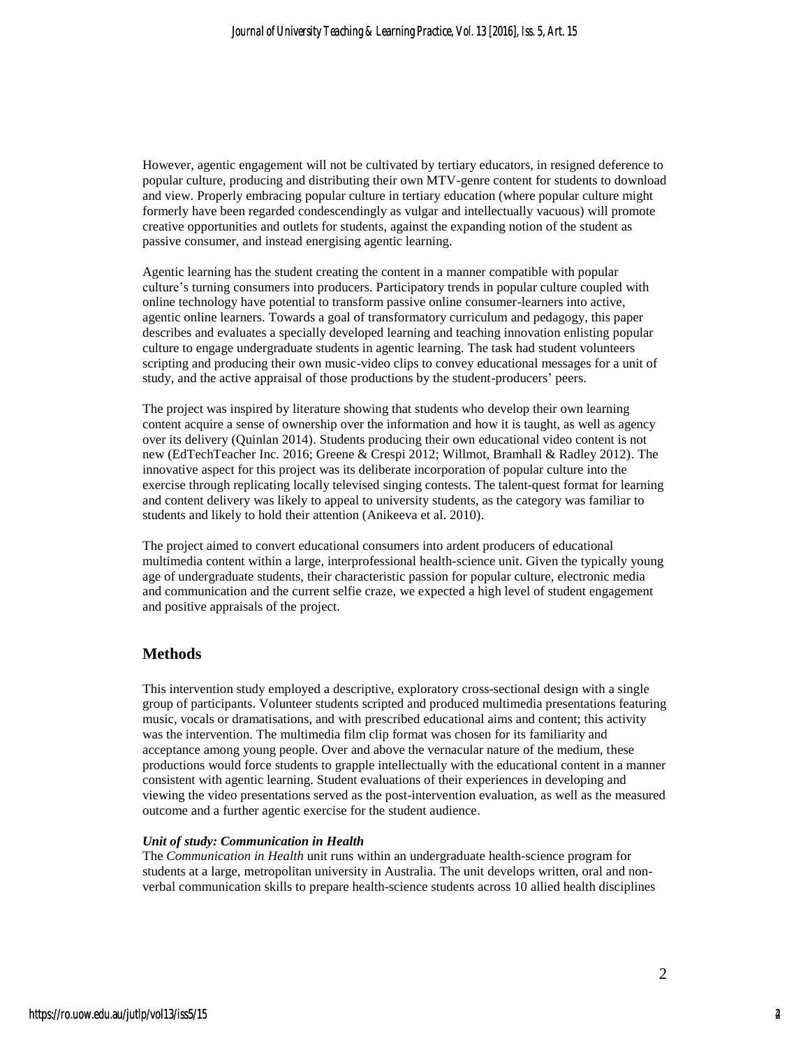However, agentic engagement will not be cultivated by tertiary educators, in resigned deference to popular culture, producing and distributing their own MTV-genre content for students to download and view. Properly embracing popular culture in tertiary education (where popular culture might formerly have been regarded condescendingly as vulgar and intellectually vacuous) will promote creative opportunities and outlets for students, against the expanding notion of the student as passive consumer, and instead energising agentic learning.

Agentic learning has the student creating the content in a manner compatible with popular culture's turning consumers into producers. Participatory trends in popular culture coupled with online technology have potential to transform passive online consumer-learners into active, agentic online learners. Towards a goal of transformatory curriculum and pedagogy, this paper describes and evaluates a specially developed learning and teaching innovation enlisting popular culture to engage undergraduate students in agentic learning. The task had student volunteers scripting and producing their own music-video clips to convey educational messages for a unit of study, and the active appraisal of those productions by the student-producers' peers.

The project was inspired by literature showing that students who develop their own learning content acquire a sense of ownership over the information and how it is taught, as well as agency over its delivery (Quinlan 2014). Students producing their own educational video content is not new (EdTechTeacher Inc. 2016; Greene & Crespi 2012; Willmot, Bramhall & Radley 2012). The innovative aspect for this project was its deliberate incorporation of popular culture into the exercise through replicating locally televised singing contests. The talent-quest format for learning and content delivery was likely to appeal to university students, as the category was familiar to students and likely to hold their attention (Anikeeva et al. 2010).

The project aimed to convert educational consumers into ardent producers of educational multimedia content within a large, interprofessional health-science unit. Given the typically young age of undergraduate students, their characteristic passion for popular culture, electronic media and communication and the current selfie craze, we expected a high level of student engagement and positive appraisals of the project.

## Methods

This intervention study employed a descriptive, exploratory cross-sectional design with a single group of participants. Volunteer students scripted and produced multimedia presentations featuring music, vocals or dramatisations, and with prescribed educational aims and content; this activity was the intervention. The multimedia film clip format was chosen for its familiarity and acceptance among young people. Over and above the vernacular nature of the medium, these productions would force students to grapple intellectually with the educational content in a manner consistent with agentic learning. Student evaluations of their experiences in developing and viewing the video presentations served as the post-intervention evaluation, as well as the measured outcome and a further agentic exercise for the student audience.

### *Unit of study: Communication in Health*

The *Communication in Health* unit runs within an undergraduate health-science program for students at a large, metropolitan university in Australia. The unit develops written, oral and non-verbal communication skills to prepare health-science students across 10 allied health disciplines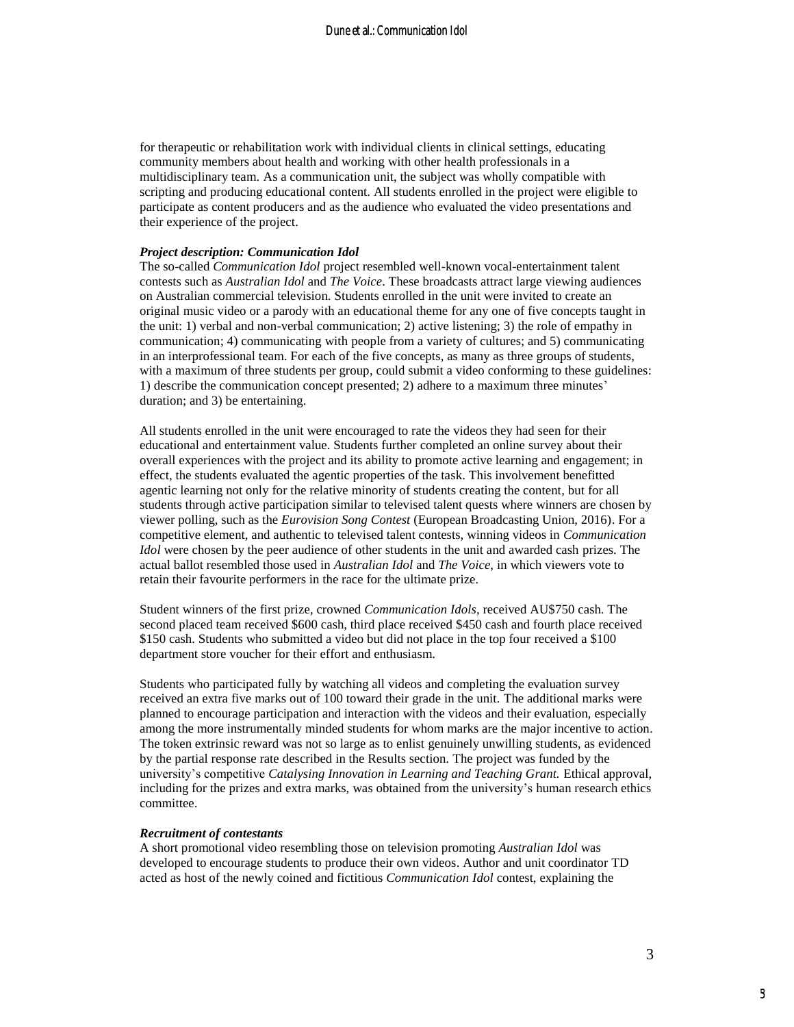for therapeutic or rehabilitation work with individual clients in clinical settings, educating community members about health and working with other health professionals in a multidisciplinary team. As a communication unit, the subject was wholly compatible with scripting and producing educational content. All students enrolled in the project were eligible to participate as content producers and as the audience who evaluated the video presentations and their experience of the project.

***Project description: Communication Idol***

The so-called *Communication Idol* project resembled well-known vocal-entertainment talent contests such as *Australian Idol* and *The Voice*. These broadcasts attract large viewing audiences on Australian commercial television. Students enrolled in the unit were invited to create an original music video or a parody with an educational theme for any one of five concepts taught in the unit: 1) verbal and non-verbal communication; 2) active listening; 3) the role of empathy in communication; 4) communicating with people from a variety of cultures; and 5) communicating in an interprofessional team. For each of the five concepts, as many as three groups of students, with a maximum of three students per group, could submit a video conforming to these guidelines: 1) describe the communication concept presented; 2) adhere to a maximum three minutes' duration; and 3) be entertaining.

All students enrolled in the unit were encouraged to rate the videos they had seen for their educational and entertainment value. Students further completed an online survey about their overall experiences with the project and its ability to promote active learning and engagement; in effect, the students evaluated the agentic properties of the task. This involvement benefitted agentic learning not only for the relative minority of students creating the content, but for all students through active participation similar to televised talent quests where winners are chosen by viewer polling, such as the *Eurovision Song Contest* (European Broadcasting Union, 2016). For a competitive element, and authentic to televised talent contests, winning videos in *Communication Idol* were chosen by the peer audience of other students in the unit and awarded cash prizes. The actual ballot resembled those used in *Australian Idol* and *The Voice*, in which viewers vote to retain their favourite performers in the race for the ultimate prize.

Student winners of the first prize, crowned *Communication Idols*, received AU$750 cash. The second placed team received $600 cash, third place received $450 cash and fourth place received $150 cash. Students who submitted a video but did not place in the top four received a $100 department store voucher for their effort and enthusiasm.

Students who participated fully by watching all videos and completing the evaluation survey received an extra five marks out of 100 toward their grade in the unit. The additional marks were planned to encourage participation and interaction with the videos and their evaluation, especially among the more instrumentally minded students for whom marks are the major incentive to action. The token extrinsic reward was not so large as to enlist genuinely unwilling students, as evidenced by the partial response rate described in the Results section. The project was funded by the university's competitive *Catalysing Innovation in Learning and Teaching Grant.* Ethical approval, including for the prizes and extra marks, was obtained from the university's human research ethics committee.

***Recruitment of contestants***

A short promotional video resembling those on television promoting *Australian Idol* was developed to encourage students to produce their own videos. Author and unit coordinator TD acted as host of the newly coined and fictitious *Communication Idol* contest, explaining the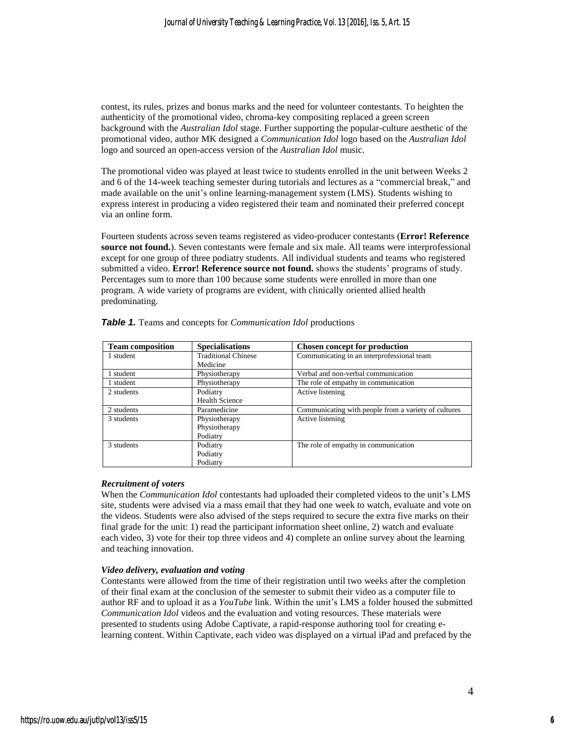contest, its rules, prizes and bonus marks and the need for volunteer contestants. To heighten the authenticity of the promotional video, chroma-key compositing replaced a green screen background with the *Australian Idol* stage. Further supporting the popular-culture aesthetic of the promotional video, author MK designed a *Communication Idol* logo based on the *Australian Idol* logo and sourced an open-access version of the *Australian Idol* music.

The promotional video was played at least twice to students enrolled in the unit between Weeks 2 and 6 of the 14-week teaching semester during tutorials and lectures as a "commercial break," and made available on the unit's online learning-management system (LMS). Students wishing to express interest in producing a video registered their team and nominated their preferred concept via an online form.

Fourteen students across seven teams registered as video-producer contestants (**Error! Reference source not found.**). Seven contestants were female and six male. All teams were interprofessional except for one group of three podiatry students. All individual students and teams who registered submitted a video. **Error! Reference source not found.** shows the students' programs of study. Percentages sum to more than 100 because some students were enrolled in more than one program. A wide variety of programs are evident, with clinically oriented allied health predominating.

***Table 1.*** Teams and concepts for *Communication Idol* productions

| Team composition | Specialisations | Chosen concept for production |
|---|---|---|
| 1 student | Traditional Chinese Medicine | Communicating in an interprofessional team |
| 1 student | Physiotherapy | Verbal and non-verbal communication |
| 1 student | Physiotherapy | The role of empathy in communication |
| 2 students | Podiatry<br>Health Science | Active listening |
| 2 students | Paramedicine | Communicating with people from a variety of cultures |
| 3 students | Physiotherapy<br>Physiotherapy<br>Podiatry | Active listening |
| 3 students | Podiatry<br>Podiatry<br>Podiatry | The role of empathy in communication |

***Recruitment of voters***

When the *Communication Idol* contestants had uploaded their completed videos to the unit's LMS site, students were advised via a mass email that they had one week to watch, evaluate and vote on the videos. Students were also advised of the steps required to secure the extra five marks on their final grade for the unit: 1) read the participant information sheet online, 2) watch and evaluate each video, 3) vote for their top three videos and 4) complete an online survey about the learning and teaching innovation.

***Video delivery, evaluation and voting***

Contestants were allowed from the time of their registration until two weeks after the completion of their final exam at the conclusion of the semester to submit their video as a computer file to author RF and to upload it as a *YouTube* link. Within the unit's LMS a folder housed the submitted *Communication Idol* videos and the evaluation and voting resources. These materials were presented to students using Adobe Captivate, a rapid-response authoring tool for creating e-learning content. Within Captivate, each video was displayed on a virtual iPad and prefaced by the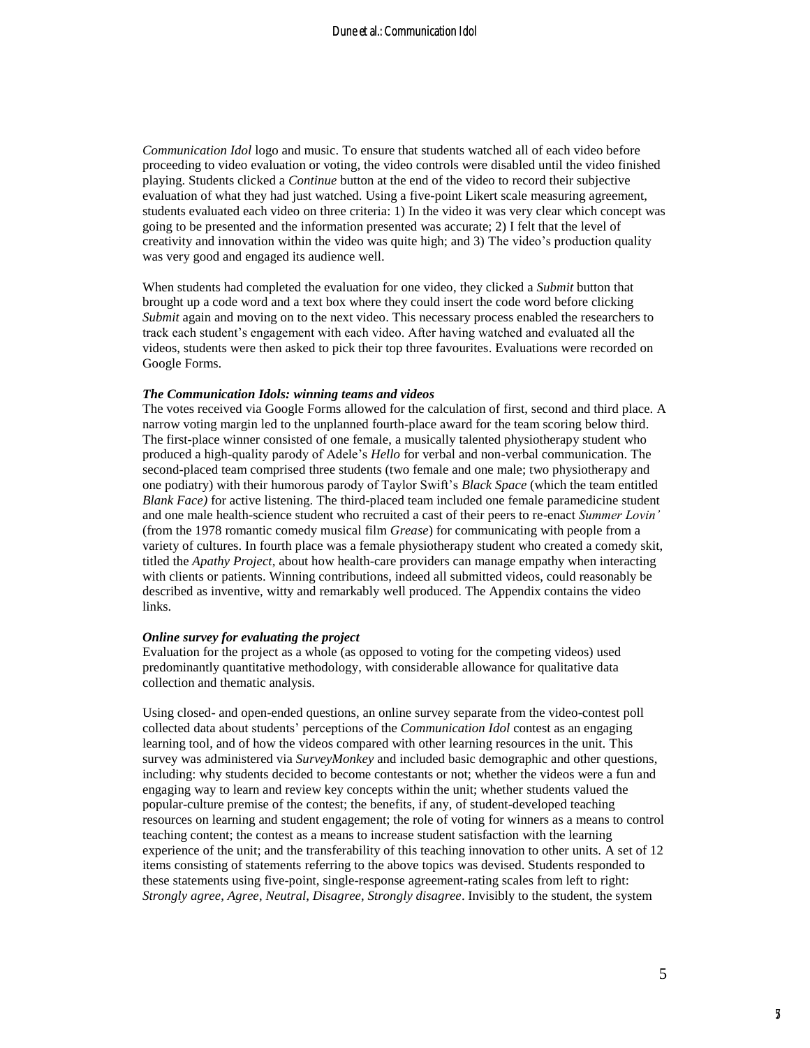*Communication Idol* logo and music. To ensure that students watched all of each video before proceeding to video evaluation or voting, the video controls were disabled until the video finished playing. Students clicked a *Continue* button at the end of the video to record their subjective evaluation of what they had just watched. Using a five-point Likert scale measuring agreement, students evaluated each video on three criteria: 1) In the video it was very clear which concept was going to be presented and the information presented was accurate; 2) I felt that the level of creativity and innovation within the video was quite high; and 3) The video's production quality was very good and engaged its audience well.

When students had completed the evaluation for one video, they clicked a *Submit* button that brought up a code word and a text box where they could insert the code word before clicking *Submit* again and moving on to the next video. This necessary process enabled the researchers to track each student's engagement with each video. After having watched and evaluated all the videos, students were then asked to pick their top three favourites. Evaluations were recorded on Google Forms.

***The Communication Idols: winning teams and videos***

The votes received via Google Forms allowed for the calculation of first, second and third place. A narrow voting margin led to the unplanned fourth-place award for the team scoring below third. The first-place winner consisted of one female, a musically talented physiotherapy student who produced a high-quality parody of Adele's *Hello* for verbal and non-verbal communication. The second-placed team comprised three students (two female and one male; two physiotherapy and one podiatry) with their humorous parody of Taylor Swift's *Black Space* (which the team entitled *Blank Face)* for active listening. The third-placed team included one female paramedicine student and one male health-science student who recruited a cast of their peers to re-enact *Summer Lovin'* (from the 1978 romantic comedy musical film *Grease*) for communicating with people from a variety of cultures. In fourth place was a female physiotherapy student who created a comedy skit, titled the *Apathy Project*, about how health-care providers can manage empathy when interacting with clients or patients. Winning contributions, indeed all submitted videos, could reasonably be described as inventive, witty and remarkably well produced. The Appendix contains the video links.

***Online survey for evaluating the project***

Evaluation for the project as a whole (as opposed to voting for the competing videos) used predominantly quantitative methodology, with considerable allowance for qualitative data collection and thematic analysis.

Using closed- and open-ended questions, an online survey separate from the video-contest poll collected data about students' perceptions of the *Communication Idol* contest as an engaging learning tool, and of how the videos compared with other learning resources in the unit. This survey was administered via *SurveyMonkey* and included basic demographic and other questions, including: why students decided to become contestants or not; whether the videos were a fun and engaging way to learn and review key concepts within the unit; whether students valued the popular-culture premise of the contest; the benefits, if any, of student-developed teaching resources on learning and student engagement; the role of voting for winners as a means to control teaching content; the contest as a means to increase student satisfaction with the learning experience of the unit; and the transferability of this teaching innovation to other units. A set of 12 items consisting of statements referring to the above topics was devised. Students responded to these statements using five-point, single-response agreement-rating scales from left to right: *Strongly agree*, *Agree*, *Neutral*, *Disagree*, *Strongly disagree*. Invisibly to the student, the system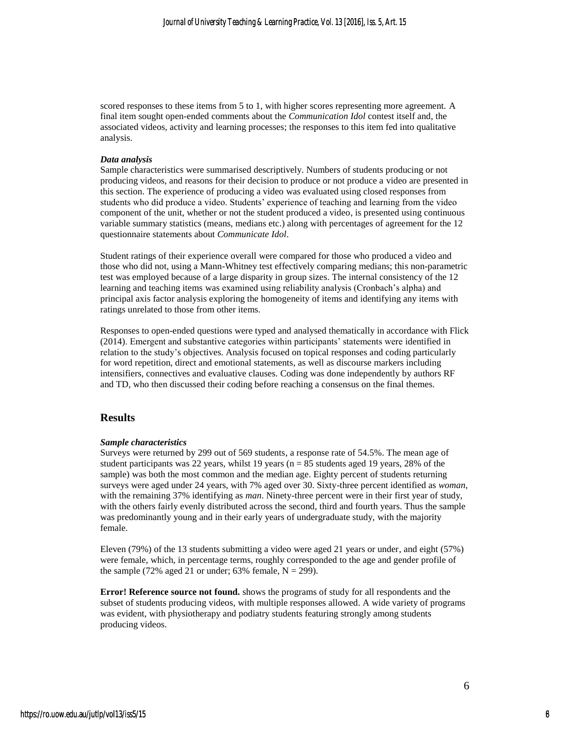scored responses to these items from 5 to 1, with higher scores representing more agreement. A final item sought open-ended comments about the *Communication Idol* contest itself and, the associated videos, activity and learning processes; the responses to this item fed into qualitative analysis.

### *Data analysis*

Sample characteristics were summarised descriptively. Numbers of students producing or not producing videos, and reasons for their decision to produce or not produce a video are presented in this section. The experience of producing a video was evaluated using closed responses from students who did produce a video. Students' experience of teaching and learning from the video component of the unit, whether or not the student produced a video, is presented using continuous variable summary statistics (means, medians etc.) along with percentages of agreement for the 12 questionnaire statements about *Communicate Idol*.

Student ratings of their experience overall were compared for those who produced a video and those who did not, using a Mann-Whitney test effectively comparing medians; this non-parametric test was employed because of a large disparity in group sizes. The internal consistency of the 12 learning and teaching items was examined using reliability analysis (Cronbach's alpha) and principal axis factor analysis exploring the homogeneity of items and identifying any items with ratings unrelated to those from other items.

Responses to open-ended questions were typed and analysed thematically in accordance with Flick (2014). Emergent and substantive categories within participants' statements were identified in relation to the study's objectives. Analysis focused on topical responses and coding particularly for word repetition, direct and emotional statements, as well as discourse markers including intensifiers, connectives and evaluative clauses. Coding was done independently by authors RF and TD, who then discussed their coding before reaching a consensus on the final themes.

## Results

### *Sample characteristics*

Surveys were returned by 299 out of 569 students, a response rate of 54.5%. The mean age of student participants was 22 years, whilst 19 years ($n = 85$ students aged 19 years, 28% of the sample) was both the most common and the median age. Eighty percent of students returning surveys were aged under 24 years, with 7% aged over 30. Sixty-three percent identified as *woman*, with the remaining 37% identifying as *man*. Ninety-three percent were in their first year of study, with the others fairly evenly distributed across the second, third and fourth years. Thus the sample was predominantly young and in their early years of undergraduate study, with the majority female.

Eleven (79%) of the 13 students submitting a video were aged 21 years or under, and eight (57%) were female, which, in percentage terms, roughly corresponded to the age and gender profile of the sample (72% aged 21 or under; 63% female, $N = 299$).

**Error! Reference source not found.** shows the programs of study for all respondents and the subset of students producing videos, with multiple responses allowed. A wide variety of programs was evident, with physiotherapy and podiatry students featuring strongly among students producing videos.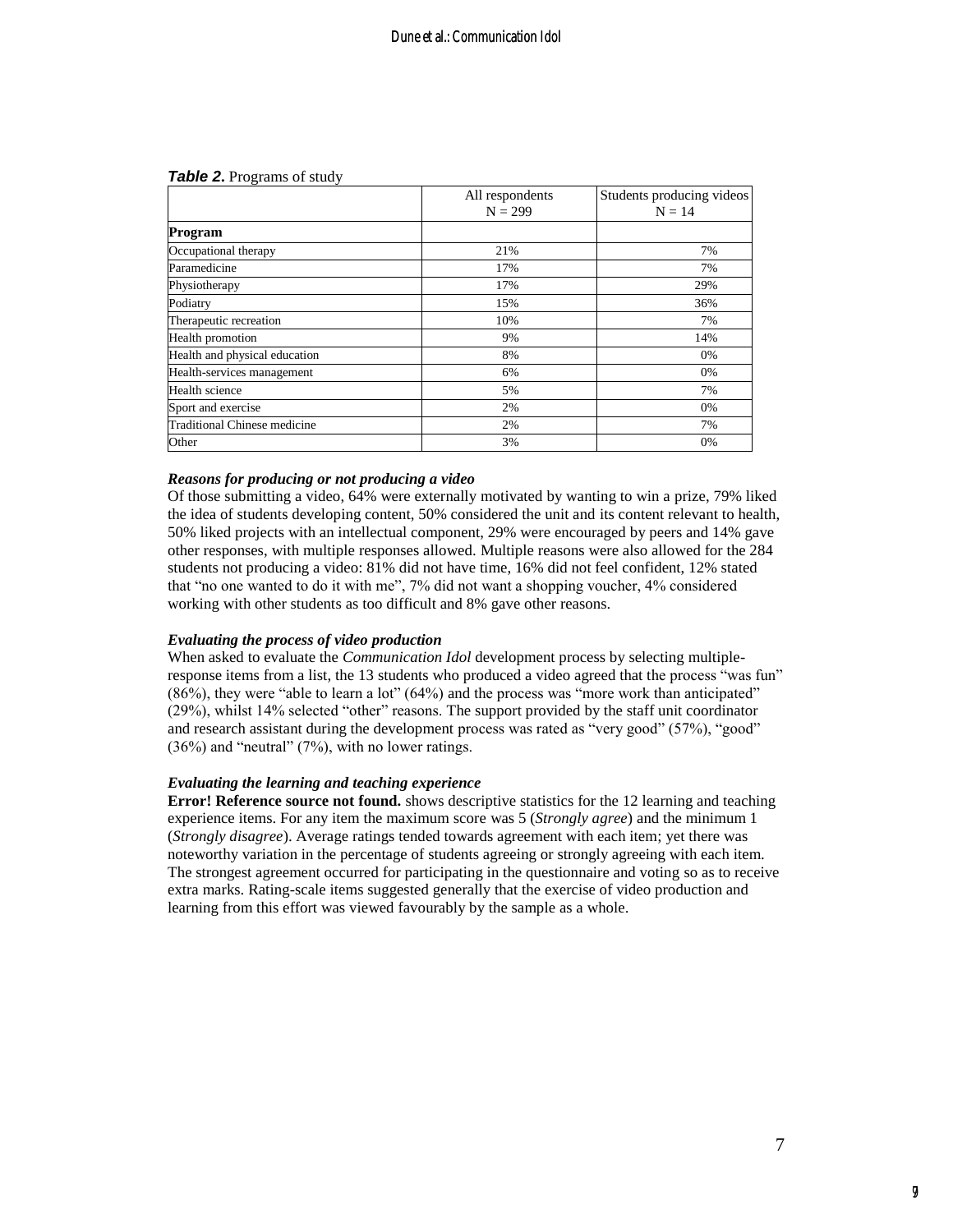***Table 2.*** Programs of study

| | All respondents N = 299 | Students producing videos N = 14 |
|---|---|---|
| **Program** | | |
| Occupational therapy | 21% | 7% |
| Paramedicine | 17% | 7% |
| Physiotherapy | 17% | 29% |
| Podiatry | 15% | 36% |
| Therapeutic recreation | 10% | 7% |
| Health promotion | 9% | 14% |
| Health and physical education | 8% | 0% |
| Health-services management | 6% | 0% |
| Health science | 5% | 7% |
| Sport and exercise | 2% | 0% |
| Traditional Chinese medicine | 2% | 7% |
| Other | 3% | 0% |

### *Reasons for producing or not producing a video*

Of those submitting a video, 64% were externally motivated by wanting to win a prize, 79% liked the idea of students developing content, 50% considered the unit and its content relevant to health, 50% liked projects with an intellectual component, 29% were encouraged by peers and 14% gave other responses, with multiple responses allowed. Multiple reasons were also allowed for the 284 students not producing a video: 81% did not have time, 16% did not feel confident, 12% stated that "no one wanted to do it with me", 7% did not want a shopping voucher, 4% considered working with other students as too difficult and 8% gave other reasons.

### *Evaluating the process of video production*

When asked to evaluate the *Communication Idol* development process by selecting multiple-response items from a list, the 13 students who produced a video agreed that the process "was fun" (86%), they were "able to learn a lot" (64%) and the process was "more work than anticipated" (29%), whilst 14% selected "other" reasons. The support provided by the staff unit coordinator and research assistant during the development process was rated as "very good" (57%), "good" (36%) and "neutral" (7%), with no lower ratings.

### *Evaluating the learning and teaching experience*

**Error! Reference source not found.** shows descriptive statistics for the 12 learning and teaching experience items. For any item the maximum score was 5 (*Strongly agree*) and the minimum 1 (*Strongly disagree*). Average ratings tended towards agreement with each item; yet there was noteworthy variation in the percentage of students agreeing or strongly agreeing with each item. The strongest agreement occurred for participating in the questionnaire and voting so as to receive extra marks. Rating-scale items suggested generally that the exercise of video production and learning from this effort was viewed favourably by the sample as a whole.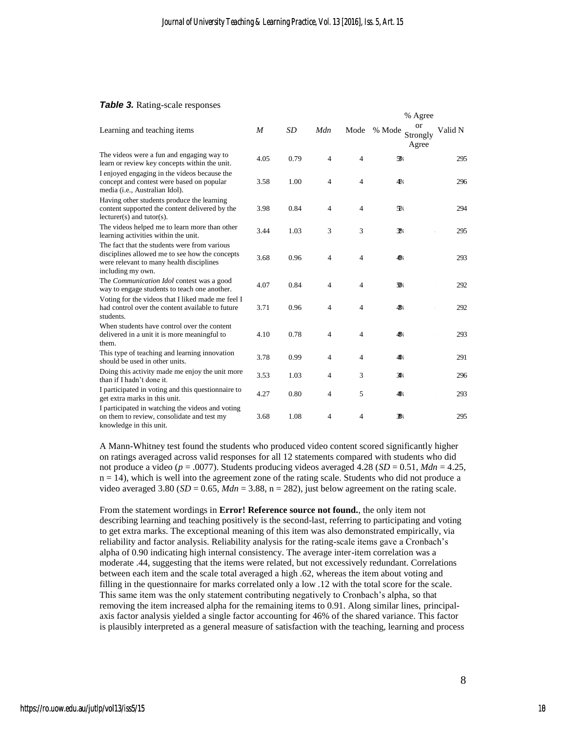***Table 3.*** Rating-scale responses

| Learning and teaching items | *M* | *SD* | *Mdn* | Mode | % Mode | % Agree or Strongly Agree | Valid N |
|---|---|---|---|---|---|---|---|
| The videos were a fun and engaging way to learn or review key concepts within the unit. | 4.05 | 0.79 | 4 | 4 | 53% | | 295 |
| I enjoyed engaging in the videos because the concept and contest were based on popular media (i.e., Australian Idol). | 3.58 | 1.00 | 4 | 4 | 41% | | 296 |
| Having other students produce the learning content supported the content delivered by the lecturer(s) and tutor(s). | 3.98 | 0.84 | 4 | 4 | 51% | | 294 |
| The videos helped me to learn more than other learning activities within the unit. | 3.44 | 1.03 | 3 | 3 | 32% | | 295 |
| The fact that the students were from various disciplines allowed me to see how the concepts were relevant to many health disciplines including my own. | 3.68 | 0.96 | 4 | 4 | 40% | | 293 |
| The *Communication Idol* contest was a good way to engage students to teach one another. | 4.07 | 0.84 | 4 | 4 | 50% | | 292 |
| Voting for the videos that I liked made me feel I had control over the content available to future students. | 3.71 | 0.96 | 4 | 4 | 43% | | 292 |
| When students have control over the content delivered in a unit it is more meaningful to them. | 4.10 | 0.78 | 4 | 4 | 48% | | 293 |
| This type of teaching and learning innovation should be used in other units. | 3.78 | 0.99 | 4 | 4 | 44% | | 291 |
| Doing this activity made me enjoy the unit more than if I hadn't done it. | 3.53 | 1.03 | 4 | 3 | 34% | | 296 |
| I participated in voting and this questionnaire to get extra marks in this unit. | 4.27 | 0.80 | 4 | 5 | 42% | | 293 |
| I participated in watching the videos and voting on them to review, consolidate and test my knowledge in this unit. | 3.68 | 1.08 | 4 | 4 | 38% | | 295 |

A Mann-Whitney test found the students who produced video content scored significantly higher on ratings averaged across valid responses for all 12 statements compared with students who did not produce a video ($p = .0077$). Students producing videos averaged 4.28 ($SD = 0.51$, $Mdn = 4.25$, $n = 14$), which is well into the agreement zone of the rating scale. Students who did not produce a video averaged 3.80 ($SD = 0.65$, $Mdn = 3.88$, $n = 282$), just below agreement on the rating scale.

From the statement wordings in **Error! Reference source not found.**, the only item not describing learning and teaching positively is the second-last, referring to participating and voting to get extra marks. The exceptional meaning of this item was also demonstrated empirically, via reliability and factor analysis. Reliability analysis for the rating-scale items gave a Cronbach's alpha of 0.90 indicating high internal consistency. The average inter-item correlation was a moderate .44, suggesting that the items were related, but not excessively redundant. Correlations between each item and the scale total averaged a high .62, whereas the item about voting and filling in the questionnaire for marks correlated only a low .12 with the total score for the scale. This same item was the only statement contributing negatively to Cronbach's alpha, so that removing the item increased alpha for the remaining items to 0.91. Along similar lines, principal-axis factor analysis yielded a single factor accounting for 46% of the shared variance. This factor is plausibly interpreted as a general measure of satisfaction with the teaching, learning and process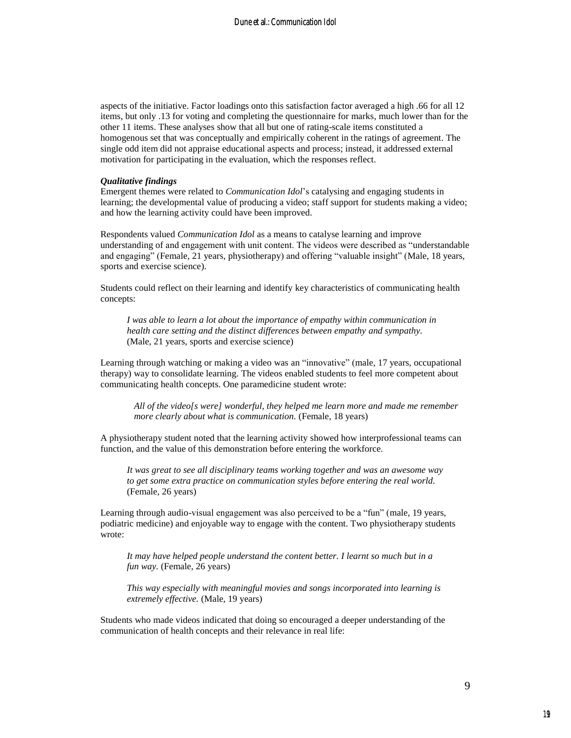aspects of the initiative. Factor loadings onto this satisfaction factor averaged a high .66 for all 12 items, but only .13 for voting and completing the questionnaire for marks, much lower than for the other 11 items. These analyses show that all but one of rating-scale items constituted a homogenous set that was conceptually and empirically coherent in the ratings of agreement. The single odd item did not appraise educational aspects and process; instead, it addressed external motivation for participating in the evaluation, which the responses reflect.

***Qualitative findings***

Emergent themes were related to *Communication Idol*'s catalysing and engaging students in learning; the developmental value of producing a video; staff support for students making a video; and how the learning activity could have been improved.

Respondents valued *Communication Idol* as a means to catalyse learning and improve understanding of and engagement with unit content. The videos were described as "understandable and engaging" (Female, 21 years, physiotherapy) and offering "valuable insight" (Male, 18 years, sports and exercise science).

Students could reflect on their learning and identify key characteristics of communicating health concepts:

> *I was able to learn a lot about the importance of empathy within communication in health care setting and the distinct differences between empathy and sympathy.* (Male, 21 years, sports and exercise science)

Learning through watching or making a video was an "innovative" (male, 17 years, occupational therapy) way to consolidate learning. The videos enabled students to feel more competent about communicating health concepts. One paramedicine student wrote:

> *All of the video[s were] wonderful, they helped me learn more and made me remember more clearly about what is communication.* (Female, 18 years)

A physiotherapy student noted that the learning activity showed how interprofessional teams can function, and the value of this demonstration before entering the workforce.

> *It was great to see all disciplinary teams working together and was an awesome way to get some extra practice on communication styles before entering the real world.* (Female, 26 years)

Learning through audio-visual engagement was also perceived to be a "fun" (male, 19 years, podiatric medicine) and enjoyable way to engage with the content. Two physiotherapy students wrote:

> *It may have helped people understand the content better. I learnt so much but in a fun way.* (Female, 26 years)

> *This way especially with meaningful movies and songs incorporated into learning is extremely effective.* (Male, 19 years)

Students who made videos indicated that doing so encouraged a deeper understanding of the communication of health concepts and their relevance in real life: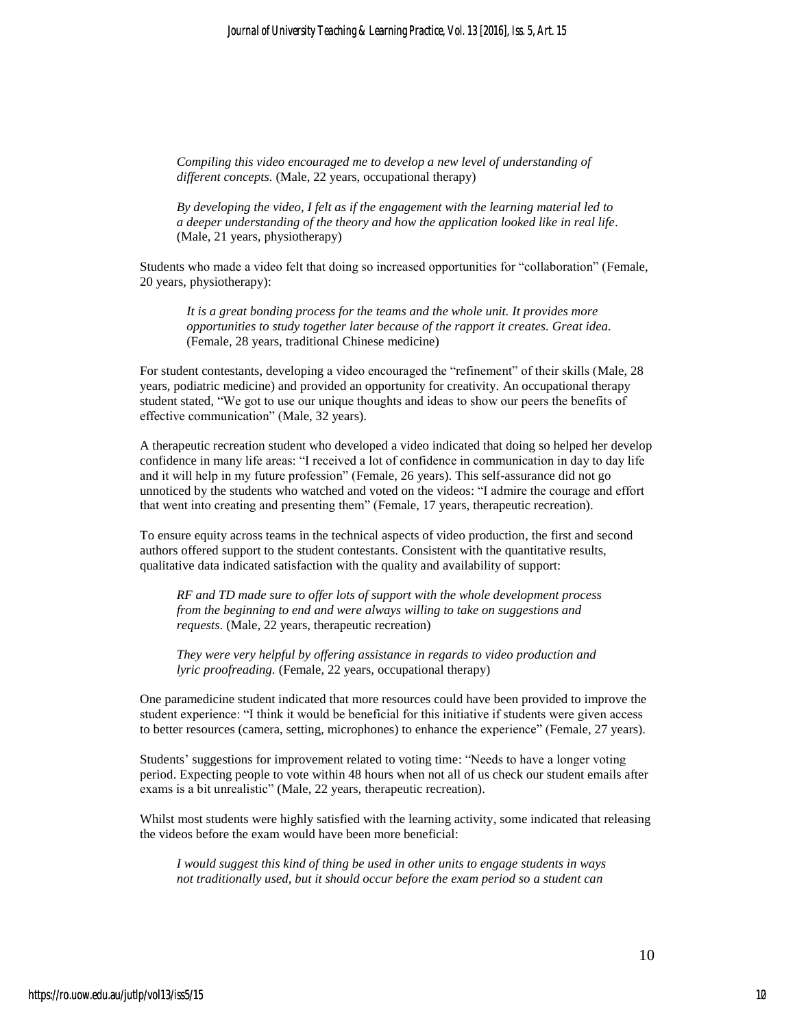> *Compiling this video encouraged me to develop a new level of understanding of different concepts.* (Male, 22 years, occupational therapy)

> *By developing the video, I felt as if the engagement with the learning material led to a deeper understanding of the theory and how the application looked like in real life*. (Male, 21 years, physiotherapy)

Students who made a video felt that doing so increased opportunities for "collaboration" (Female, 20 years, physiotherapy):

> *It is a great bonding process for the teams and the whole unit. It provides more opportunities to study together later because of the rapport it creates. Great idea.* (Female, 28 years, traditional Chinese medicine)

For student contestants, developing a video encouraged the "refinement" of their skills (Male, 28 years, podiatric medicine) and provided an opportunity for creativity. An occupational therapy student stated, "We got to use our unique thoughts and ideas to show our peers the benefits of effective communication" (Male, 32 years).

A therapeutic recreation student who developed a video indicated that doing so helped her develop confidence in many life areas: "I received a lot of confidence in communication in day to day life and it will help in my future profession" (Female, 26 years). This self-assurance did not go unnoticed by the students who watched and voted on the videos: "I admire the courage and effort that went into creating and presenting them" (Female, 17 years, therapeutic recreation).

To ensure equity across teams in the technical aspects of video production, the first and second authors offered support to the student contestants. Consistent with the quantitative results, qualitative data indicated satisfaction with the quality and availability of support:

> *RF and TD made sure to offer lots of support with the whole development process from the beginning to end and were always willing to take on suggestions and requests.* (Male, 22 years, therapeutic recreation)

> *They were very helpful by offering assistance in regards to video production and lyric proofreading.* (Female, 22 years, occupational therapy)

One paramedicine student indicated that more resources could have been provided to improve the student experience: "I think it would be beneficial for this initiative if students were given access to better resources (camera, setting, microphones) to enhance the experience" (Female, 27 years).

Students' suggestions for improvement related to voting time: "Needs to have a longer voting period. Expecting people to vote within 48 hours when not all of us check our student emails after exams is a bit unrealistic" (Male, 22 years, therapeutic recreation).

Whilst most students were highly satisfied with the learning activity, some indicated that releasing the videos before the exam would have been more beneficial:

> *I would suggest this kind of thing be used in other units to engage students in ways not traditionally used, but it should occur before the exam period so a student can*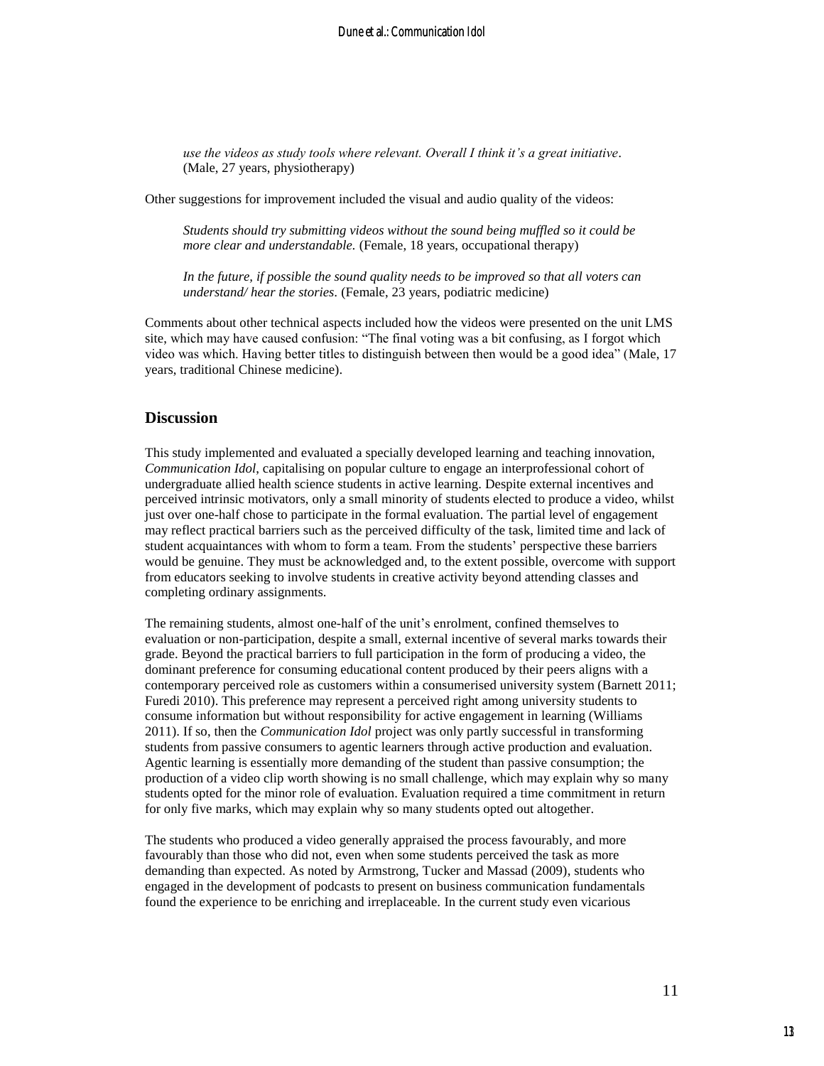*use the videos as study tools where relevant. Overall I think it's a great initiative*. (Male, 27 years, physiotherapy)

Other suggestions for improvement included the visual and audio quality of the videos:

> *Students should try submitting videos without the sound being muffled so it could be more clear and understandable.* (Female, 18 years, occupational therapy)

> *In the future, if possible the sound quality needs to be improved so that all voters can understand/ hear the stories*. (Female, 23 years, podiatric medicine)

Comments about other technical aspects included how the videos were presented on the unit LMS site, which may have caused confusion: "The final voting was a bit confusing, as I forgot which video was which. Having better titles to distinguish between then would be a good idea" (Male, 17 years, traditional Chinese medicine).

## Discussion

This study implemented and evaluated a specially developed learning and teaching innovation, *Communication Idol*, capitalising on popular culture to engage an interprofessional cohort of undergraduate allied health science students in active learning. Despite external incentives and perceived intrinsic motivators, only a small minority of students elected to produce a video, whilst just over one-half chose to participate in the formal evaluation. The partial level of engagement may reflect practical barriers such as the perceived difficulty of the task, limited time and lack of student acquaintances with whom to form a team. From the students' perspective these barriers would be genuine. They must be acknowledged and, to the extent possible, overcome with support from educators seeking to involve students in creative activity beyond attending classes and completing ordinary assignments.

The remaining students, almost one-half of the unit's enrolment, confined themselves to evaluation or non-participation, despite a small, external incentive of several marks towards their grade. Beyond the practical barriers to full participation in the form of producing a video, the dominant preference for consuming educational content produced by their peers aligns with a contemporary perceived role as customers within a consumerised university system (Barnett 2011; Furedi 2010). This preference may represent a perceived right among university students to consume information but without responsibility for active engagement in learning (Williams 2011). If so, then the *Communication Idol* project was only partly successful in transforming students from passive consumers to agentic learners through active production and evaluation. Agentic learning is essentially more demanding of the student than passive consumption; the production of a video clip worth showing is no small challenge, which may explain why so many students opted for the minor role of evaluation. Evaluation required a time commitment in return for only five marks, which may explain why so many students opted out altogether.

The students who produced a video generally appraised the process favourably, and more favourably than those who did not, even when some students perceived the task as more demanding than expected. As noted by Armstrong, Tucker and Massad (2009), students who engaged in the development of podcasts to present on business communication fundamentals found the experience to be enriching and irreplaceable. In the current study even vicarious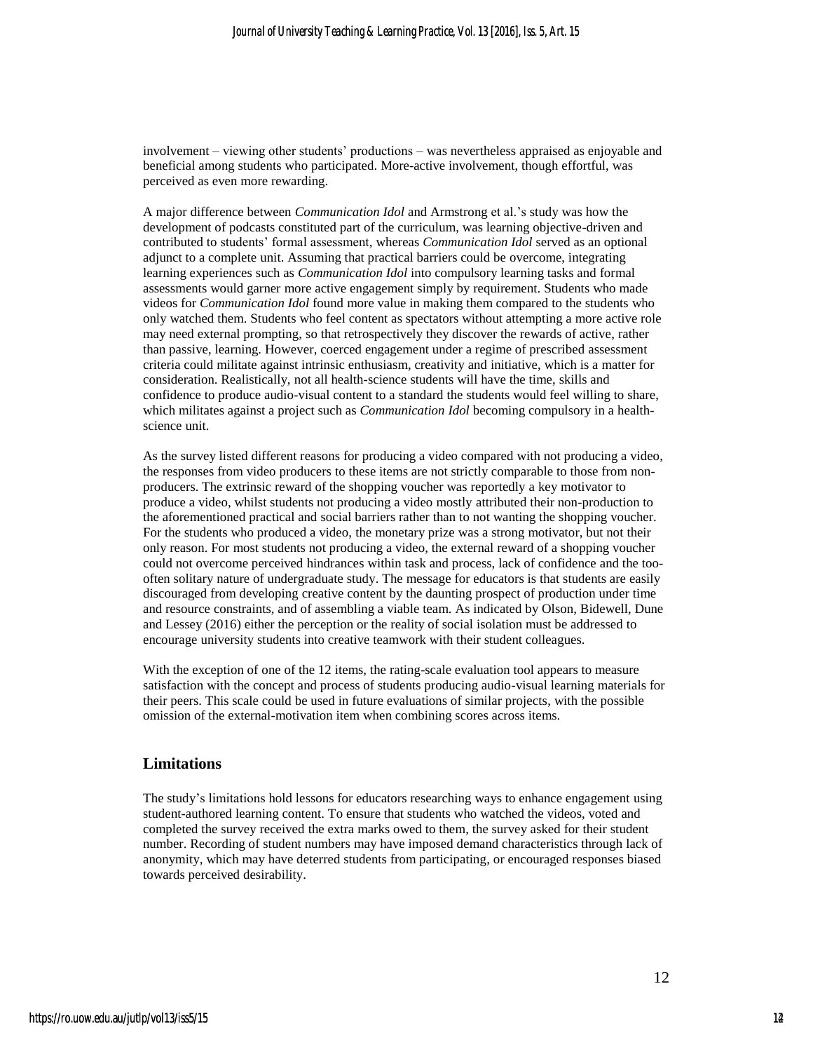involvement – viewing other students' productions – was nevertheless appraised as enjoyable and beneficial among students who participated. More-active involvement, though effortful, was perceived as even more rewarding.

A major difference between *Communication Idol* and Armstrong et al.'s study was how the development of podcasts constituted part of the curriculum, was learning objective-driven and contributed to students' formal assessment, whereas *Communication Idol* served as an optional adjunct to a complete unit. Assuming that practical barriers could be overcome, integrating learning experiences such as *Communication Idol* into compulsory learning tasks and formal assessments would garner more active engagement simply by requirement. Students who made videos for *Communication Idol* found more value in making them compared to the students who only watched them. Students who feel content as spectators without attempting a more active role may need external prompting, so that retrospectively they discover the rewards of active, rather than passive, learning. However, coerced engagement under a regime of prescribed assessment criteria could militate against intrinsic enthusiasm, creativity and initiative, which is a matter for consideration. Realistically, not all health-science students will have the time, skills and confidence to produce audio-visual content to a standard the students would feel willing to share, which militates against a project such as *Communication Idol* becoming compulsory in a health-science unit.

As the survey listed different reasons for producing a video compared with not producing a video, the responses from video producers to these items are not strictly comparable to those from non-producers. The extrinsic reward of the shopping voucher was reportedly a key motivator to produce a video, whilst students not producing a video mostly attributed their non-production to the aforementioned practical and social barriers rather than to not wanting the shopping voucher. For the students who produced a video, the monetary prize was a strong motivator, but not their only reason. For most students not producing a video, the external reward of a shopping voucher could not overcome perceived hindrances within task and process, lack of confidence and the too-often solitary nature of undergraduate study. The message for educators is that students are easily discouraged from developing creative content by the daunting prospect of production under time and resource constraints, and of assembling a viable team. As indicated by Olson, Bidewell, Dune and Lessey (2016) either the perception or the reality of social isolation must be addressed to encourage university students into creative teamwork with their student colleagues.

With the exception of one of the 12 items, the rating-scale evaluation tool appears to measure satisfaction with the concept and process of students producing audio-visual learning materials for their peers. This scale could be used in future evaluations of similar projects, with the possible omission of the external-motivation item when combining scores across items.

## Limitations

The study's limitations hold lessons for educators researching ways to enhance engagement using student-authored learning content. To ensure that students who watched the videos, voted and completed the survey received the extra marks owed to them, the survey asked for their student number. Recording of student numbers may have imposed demand characteristics through lack of anonymity, which may have deterred students from participating, or encouraged responses biased towards perceived desirability.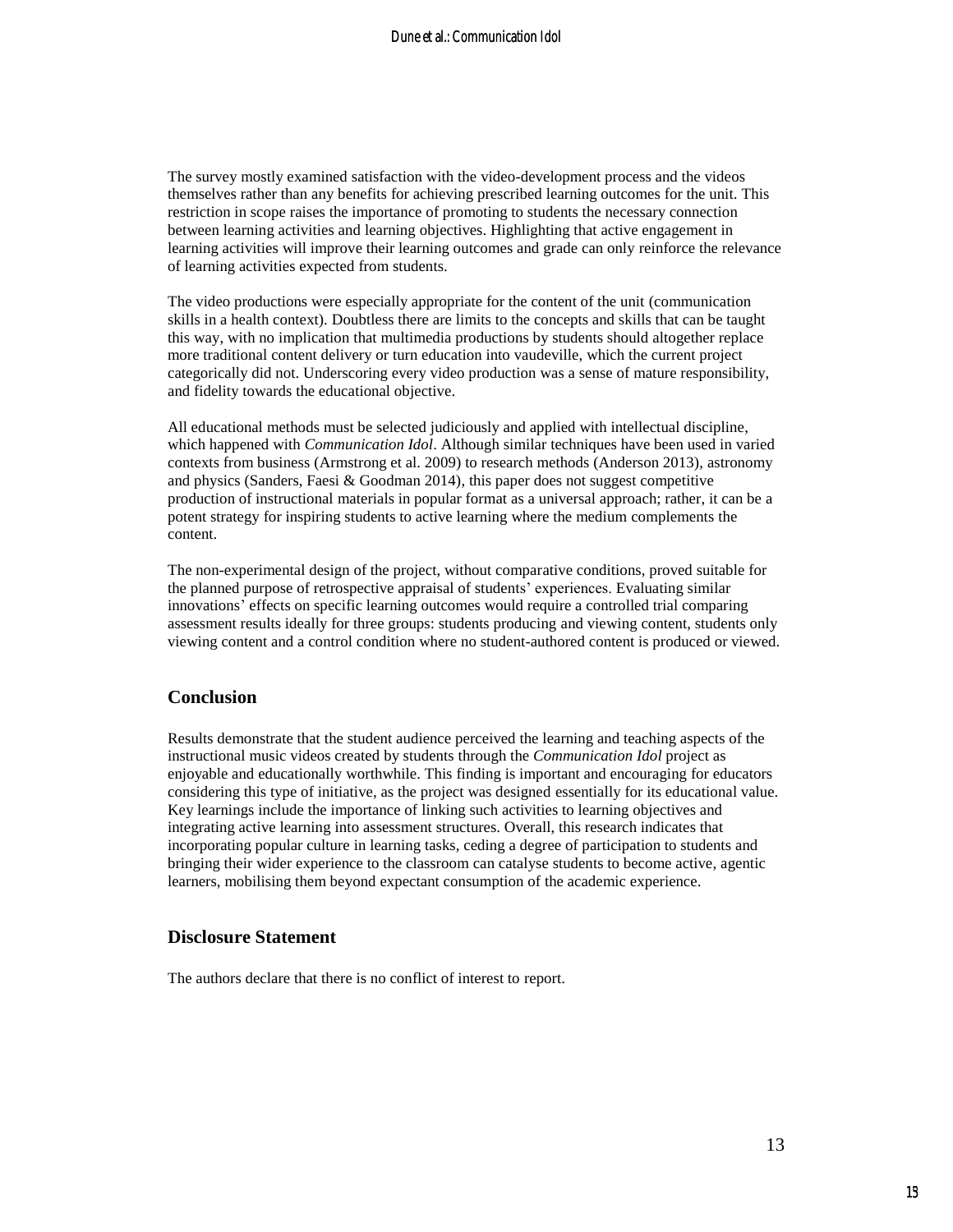The survey mostly examined satisfaction with the video-development process and the videos themselves rather than any benefits for achieving prescribed learning outcomes for the unit. This restriction in scope raises the importance of promoting to students the necessary connection between learning activities and learning objectives. Highlighting that active engagement in learning activities will improve their learning outcomes and grade can only reinforce the relevance of learning activities expected from students.

The video productions were especially appropriate for the content of the unit (communication skills in a health context). Doubtless there are limits to the concepts and skills that can be taught this way, with no implication that multimedia productions by students should altogether replace more traditional content delivery or turn education into vaudeville, which the current project categorically did not. Underscoring every video production was a sense of mature responsibility, and fidelity towards the educational objective.

All educational methods must be selected judiciously and applied with intellectual discipline, which happened with *Communication Idol*. Although similar techniques have been used in varied contexts from business (Armstrong et al. 2009) to research methods (Anderson 2013), astronomy and physics (Sanders, Faesi & Goodman 2014), this paper does not suggest competitive production of instructional materials in popular format as a universal approach; rather, it can be a potent strategy for inspiring students to active learning where the medium complements the content.

The non-experimental design of the project, without comparative conditions, proved suitable for the planned purpose of retrospective appraisal of students' experiences. Evaluating similar innovations' effects on specific learning outcomes would require a controlled trial comparing assessment results ideally for three groups: students producing and viewing content, students only viewing content and a control condition where no student-authored content is produced or viewed.

## Conclusion

Results demonstrate that the student audience perceived the learning and teaching aspects of the instructional music videos created by students through the *Communication Idol* project as enjoyable and educationally worthwhile. This finding is important and encouraging for educators considering this type of initiative, as the project was designed essentially for its educational value. Key learnings include the importance of linking such activities to learning objectives and integrating active learning into assessment structures. Overall, this research indicates that incorporating popular culture in learning tasks, ceding a degree of participation to students and bringing their wider experience to the classroom can catalyse students to become active, agentic learners, mobilising them beyond expectant consumption of the academic experience.

## Disclosure Statement

The authors declare that there is no conflict of interest to report.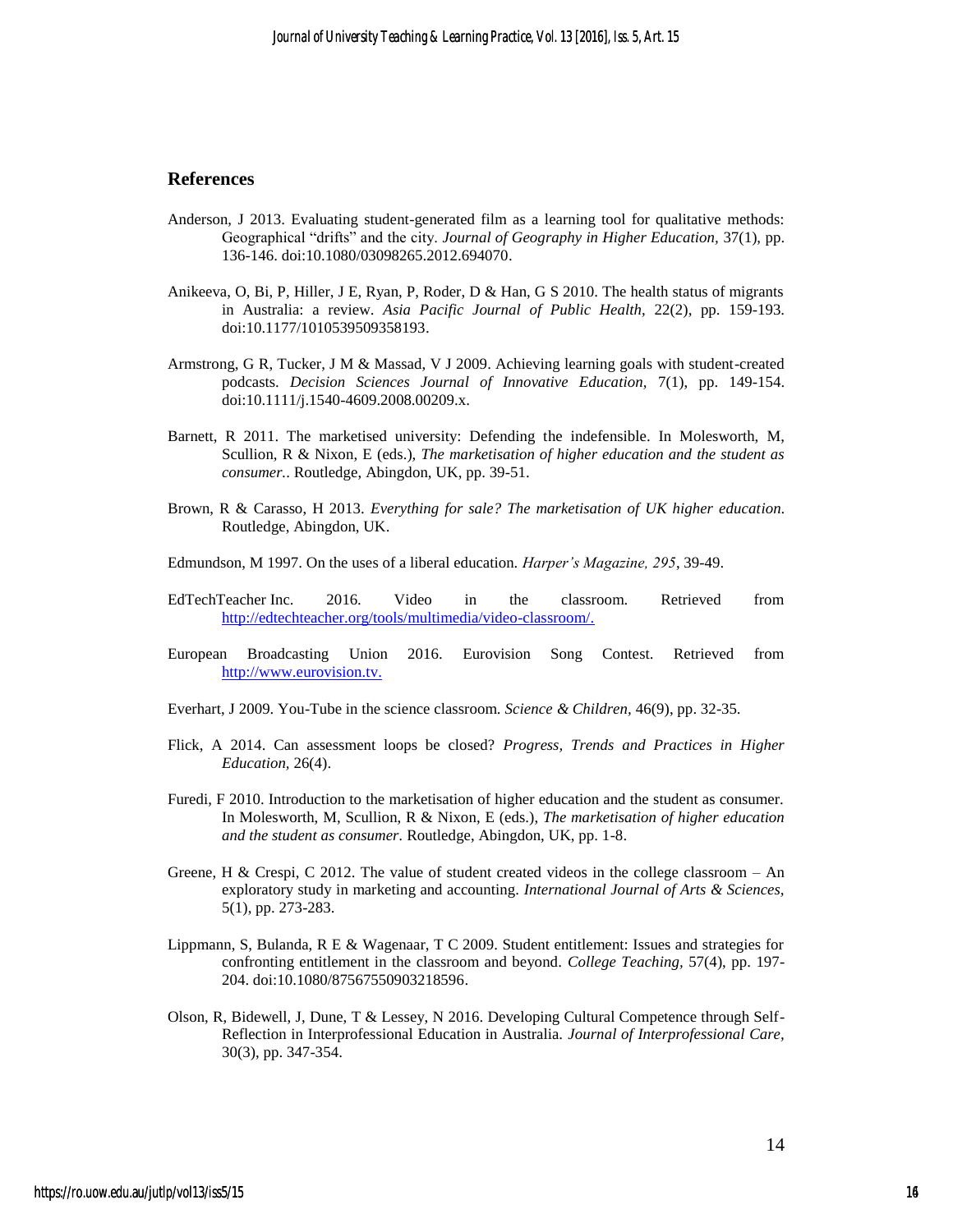## References

Anderson, J 2013. Evaluating student-generated film as a learning tool for qualitative methods: Geographical "drifts" and the city. *Journal of Geography in Higher Education*, 37(1), pp. 136-146. doi:10.1080/03098265.2012.694070.

Anikeeva, O, Bi, P, Hiller, J E, Ryan, P, Roder, D & Han, G S 2010. The health status of migrants in Australia: a review. *Asia Pacific Journal of Public Health*, 22(2), pp. 159-193. doi:10.1177/1010539509358193.

Armstrong, G R, Tucker, J M & Massad, V J 2009. Achieving learning goals with student-created podcasts. *Decision Sciences Journal of Innovative Education*, 7(1), pp. 149-154. doi:10.1111/j.1540-4609.2008.00209.x.

Barnett, R 2011. The marketised university: Defending the indefensible. In Molesworth, M, Scullion, R & Nixon, E (eds.), *The marketisation of higher education and the student as consumer.*. Routledge, Abingdon, UK, pp. 39-51.

Brown, R & Carasso, H 2013. *Everything for sale? The marketisation of UK higher education*. Routledge, Abingdon, UK.

Edmundson, M 1997. On the uses of a liberal education. *Harper's Magazine, 295*, 39-49.

EdTechTeacher Inc. 2016. Video in the classroom. Retrieved from http://edtechteacher.org/tools/multimedia/video-classroom/.

European Broadcasting Union 2016. Eurovision Song Contest. Retrieved from http://www.eurovision.tv.

Everhart, J 2009. You-Tube in the science classroom. *Science & Children*, 46(9), pp. 32-35.

Flick, A 2014. Can assessment loops be closed? *Progress, Trends and Practices in Higher Education*, 26(4).

Furedi, F 2010. Introduction to the marketisation of higher education and the student as consumer. In Molesworth, M, Scullion, R & Nixon, E (eds.), *The marketisation of higher education and the student as consumer*. Routledge, Abingdon, UK, pp. 1-8.

Greene, H & Crespi, C 2012. The value of student created videos in the college classroom – An exploratory study in marketing and accounting. *International Journal of Arts & Sciences*, 5(1), pp. 273-283.

Lippmann, S, Bulanda, R E & Wagenaar, T C 2009. Student entitlement: Issues and strategies for confronting entitlement in the classroom and beyond. *College Teaching*, 57(4), pp. 197-204. doi:10.1080/87567550903218596.

Olson, R, Bidewell, J, Dune, T & Lessey, N 2016. Developing Cultural Competence through Self-Reflection in Interprofessional Education in Australia. *Journal of Interprofessional Care*, 30(3), pp. 347-354.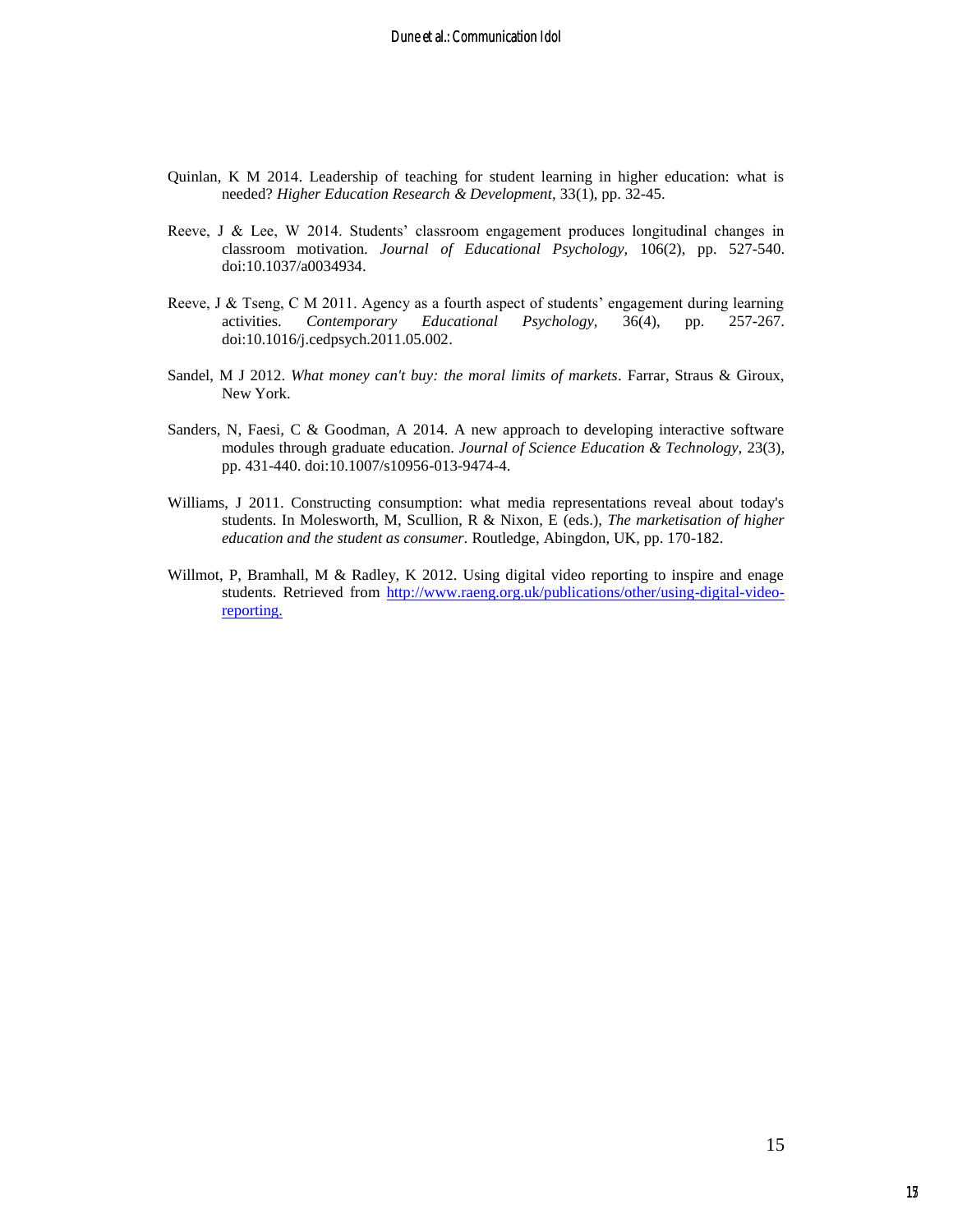Quinlan, K M 2014. Leadership of teaching for student learning in higher education: what is needed? *Higher Education Research & Development,* 33(1), pp. 32-45.

Reeve, J & Lee, W 2014. Students' classroom engagement produces longitudinal changes in classroom motivation. *Journal of Educational Psychology,* 106(2), pp. 527-540. doi:10.1037/a0034934.

Reeve, J & Tseng, C M 2011. Agency as a fourth aspect of students' engagement during learning activities. *Contemporary Educational Psychology,* 36(4), pp. 257-267. doi:10.1016/j.cedpsych.2011.05.002.

Sandel, M J 2012. *What money can't buy: the moral limits of markets*. Farrar, Straus & Giroux, New York.

Sanders, N, Faesi, C & Goodman, A 2014. A new approach to developing interactive software modules through graduate education. *Journal of Science Education & Technology,* 23(3), pp. 431-440. doi:10.1007/s10956-013-9474-4.

Williams, J 2011. Constructing consumption: what media representations reveal about today's students. In Molesworth, M, Scullion, R & Nixon, E (eds.), *The marketisation of higher education and the student as consumer*. Routledge, Abingdon, UK, pp. 170-182.

Willmot, P, Bramhall, M & Radley, K 2012. Using digital video reporting to inspire and enage students. Retrieved from [http://www.raeng.org.uk/publications/other/using-digital-video-reporting.](http://www.raeng.org.uk/publications/other/using-digital-video-reporting)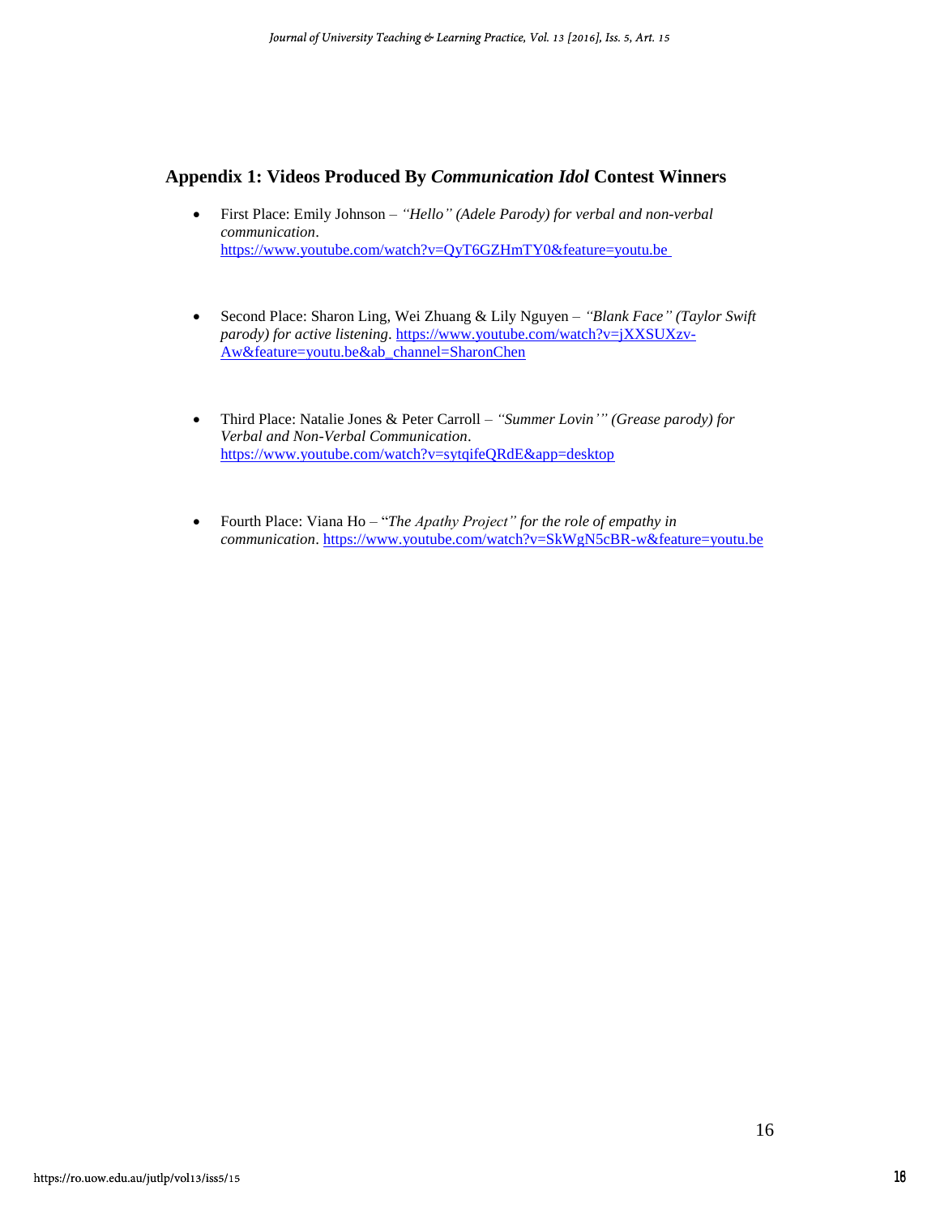## Appendix 1: Videos Produced By *Communication Idol* Contest Winners

- First Place: Emily Johnson – *"Hello" (Adele Parody) for verbal and non-verbal communication*. https://www.youtube.com/watch?v=QyT6GZHmTY0&feature=youtu.be

- Second Place: Sharon Ling, Wei Zhuang & Lily Nguyen – *"Blank Face" (Taylor Swift parody) for active listening*. https://www.youtube.com/watch?v=jXXSUXzv-Aw&feature=youtu.be&ab_channel=SharonChen

- Third Place: Natalie Jones & Peter Carroll – *"Summer Lovin'" (Grease parody) for Verbal and Non-Verbal Communication*. https://www.youtube.com/watch?v=sytqifeQRdE&app=desktop

- Fourth Place: Viana Ho – "*The Apathy Project" for the role of empathy in communication*. https://www.youtube.com/watch?v=SkWgN5cBR-w&feature=youtu.be